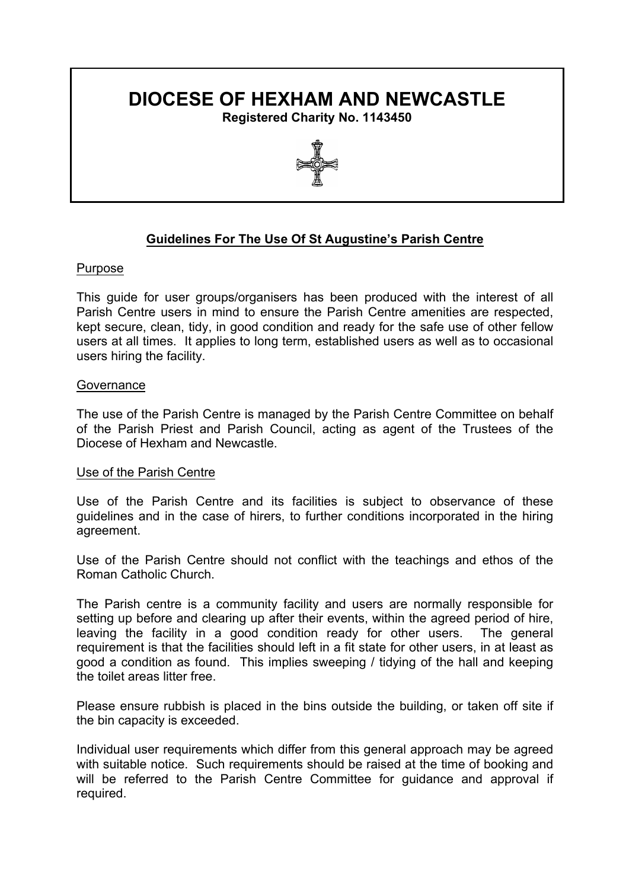# DIOCESE OF HEXHAM AND NEWCASTLE

**Registered Charity No. 1143450**

## Guidelines For The Use Of St Augustine's Parish Centre

### Purpose

This guide for user groups/organisers has been produced with the interest of all Parish Centre users in mind to ensure the Parish Centre amenities are respected, kept secure, clean, tidy, in good condition and ready for the safe use of other fellow users at all times. It applies to long term, established users as well as to occasional users hiring the facility.

### Governance

The use of the Parish Centre is managed by the Parish Centre Committee on behalf of the Parish Priest and Parish Council, acting as agent of the Trustees of the Diocese of Hexham and Newcastle.

### Use of the Parish Centre

Use of the Parish Centre and its facilities is subject to observance of these guidelines and in the case of hirers, to further conditions incorporated in the hiring agreement.

Use of the Parish Centre should not conflict with the teachings and ethos of the Roman Catholic Church.

The Parish centre is a community facility and users are normally responsible for setting up before and clearing up after their events, within the agreed period of hire, leaving the facility in a good condition ready for other users. The general requirement is that the facilities should left in a fit state for other users, in at least as good a condition as found. This implies sweeping / tidying of the hall and keeping the toilet areas litter free.

Please ensure rubbish is placed in the bins outside the building, or taken off site if the bin capacity is exceeded.

Individual user requirements which differ from this general approach may be agreed with suitable notice. Such requirements should be raised at the time of booking and will be referred to the Parish Centre Committee for guidance and approval if required.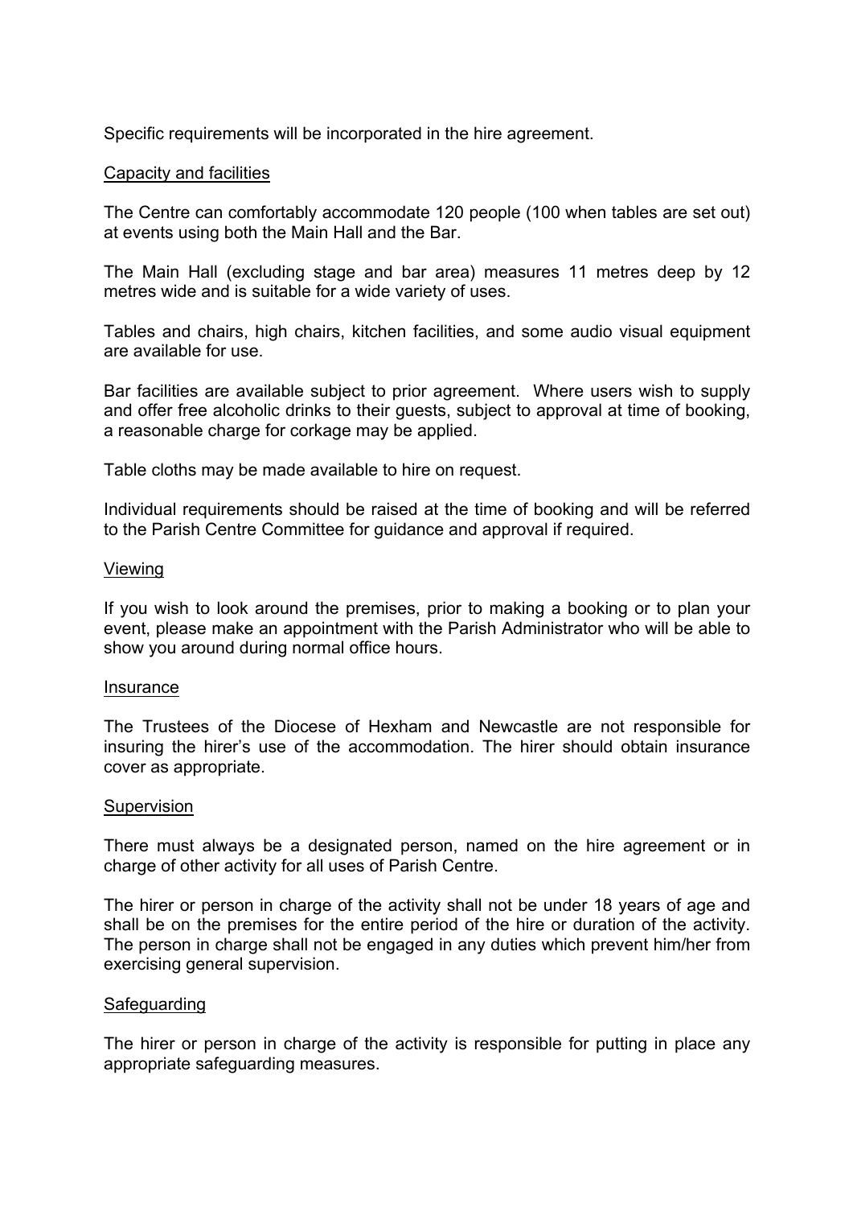Specific requirements will be incorporated in the hire agreement.

## Capacity and facilities

The Centre can comfortably accommodate 120 people (100 when tables are set out) at events using both the Main Hall and the Bar.

The Main Hall (excluding stage and bar area) measures 11 metres deep by 12 metres wide and is suitable for a wide variety of uses.

Tables and chairs, high chairs, kitchen facilities, and some audio visual equipment are available for use.

Bar facilities are available subject to prior agreement. Where users wish to supply and offer free alcoholic drinks to their guests, subject to approval at time of booking, a reasonable charge for corkage may be applied.

Table cloths may be made available to hire on request.

Individual requirements should be raised at the time of booking and will be referred to the Parish Centre Committee for guidance and approval if required.

## Viewing

If you wish to look around the premises, prior to making a booking or to plan your event, please make an appointment with the Parish Administrator who will be able to show you around during normal office hours.

## Insurance

The Trustees of the Diocese of Hexham and Newcastle are not responsible for insuring the hirer's use of the accommodation. The hirer should obtain insurance cover as appropriate.

## Supervision

There must always be a designated person, named on the hire agreement or in charge of other activity for all uses of Parish Centre.

The hirer or person in charge of the activity shall not be under 18 years of age and shall be on the premises for the entire period of the hire or duration of the activity. The person in charge shall not be engaged in any duties which prevent him/her from exercising general supervision.

## Safeguarding

The hirer or person in charge of the activity is responsible for putting in place any appropriate safeguarding measures.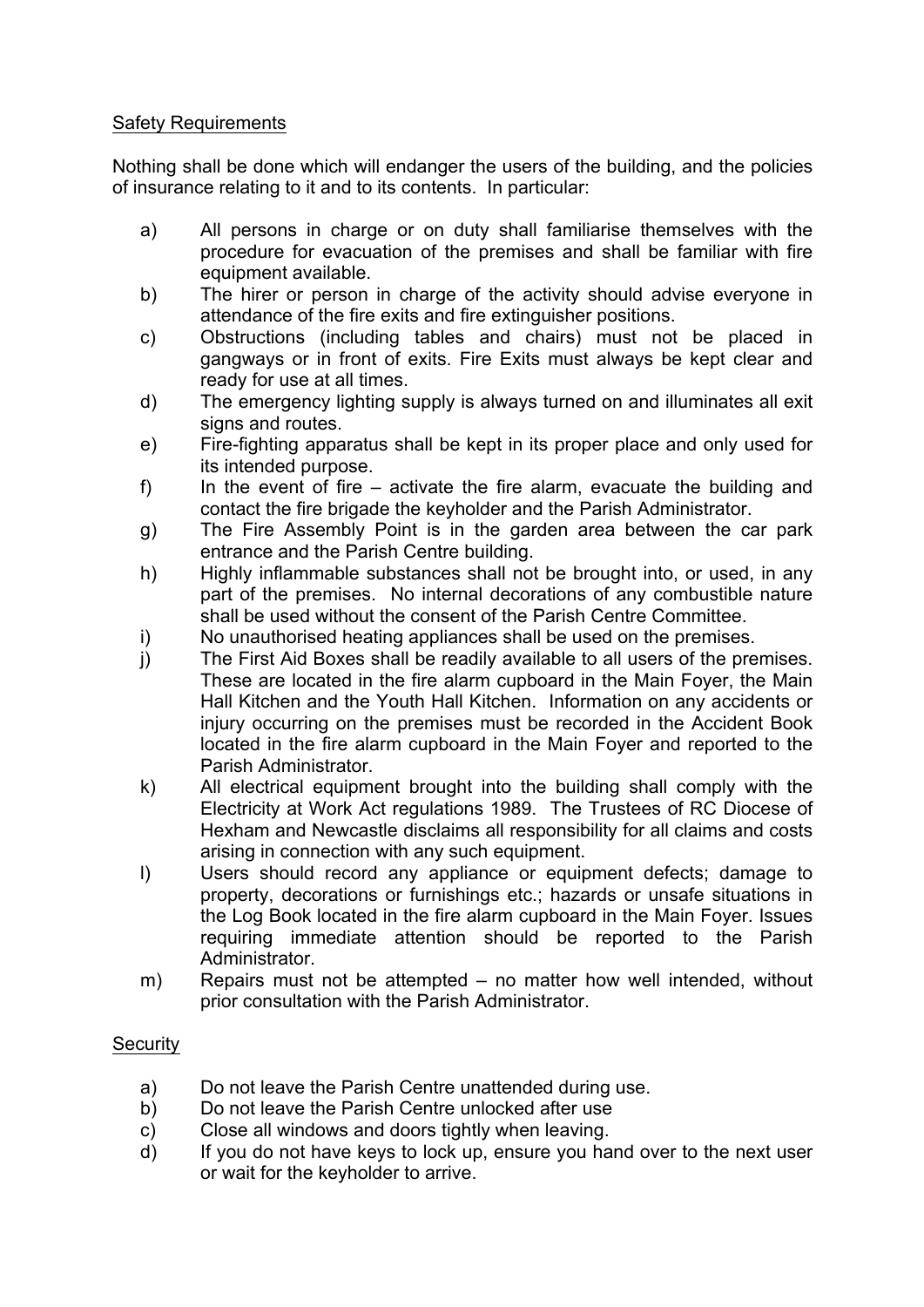<u>Safety Requirements</u>

Nothing shall be done which will endanger the users of the building, and the policies of insurance relating to it and to its contents. In particular:

a) All persons in charge or on duty shall familiarise themselves with the procedure for evacuation of the premises and shall be familiar with fire equipment available.
b) The hirer or person in charge of the activity should advise everyone in attendance of the fire exits and fire extinguisher positions.
c) Obstructions (including tables and chairs) must not be placed in gangways or in front of exits. Fire Exits must always be kept clear and ready for use at all times.
d) The emergency lighting supply is always turned on and illuminates all exit signs and routes.
e) Fire-fighting apparatus shall be kept in its proper place and only used for its intended purpose.
f) In the event of fire – activate the fire alarm, evacuate the building and contact the fire brigade the keyholder and the Parish Administrator.
g) The Fire Assembly Point is in the garden area between the car park entrance and the Parish Centre building.
h) Highly inflammable substances shall not be brought into, or used, in any part of the premises. No internal decorations of any combustible nature shall be used without the consent of the Parish Centre Committee.
i) No unauthorised heating appliances shall be used on the premises.
j) The First Aid Boxes shall be readily available to all users of the premises. These are located in the fire alarm cupboard in the Main Foyer, the Main Hall Kitchen and the Youth Hall Kitchen. Information on any accidents or injury occurring on the premises must be recorded in the Accident Book located in the fire alarm cupboard in the Main Foyer and reported to the Parish Administrator.
k) All electrical equipment brought into the building shall comply with the Electricity at Work Act regulations 1989. The Trustees of RC Diocese of Hexham and Newcastle disclaims all responsibility for all claims and costs arising in connection with any such equipment.
l) Users should record any appliance or equipment defects; damage to property, decorations or furnishings etc.; hazards or unsafe situations in the Log Book located in the fire alarm cupboard in the Main Foyer. Issues requiring immediate attention should be reported to the Parish Administrator.
m) Repairs must not be attempted – no matter how well intended, without prior consultation with the Parish Administrator.

<u>Security</u>

a) Do not leave the Parish Centre unattended during use.
b) Do not leave the Parish Centre unlocked after use
c) Close all windows and doors tightly when leaving.
d) If you do not have keys to lock up, ensure you hand over to the next user or wait for the keyholder to arrive.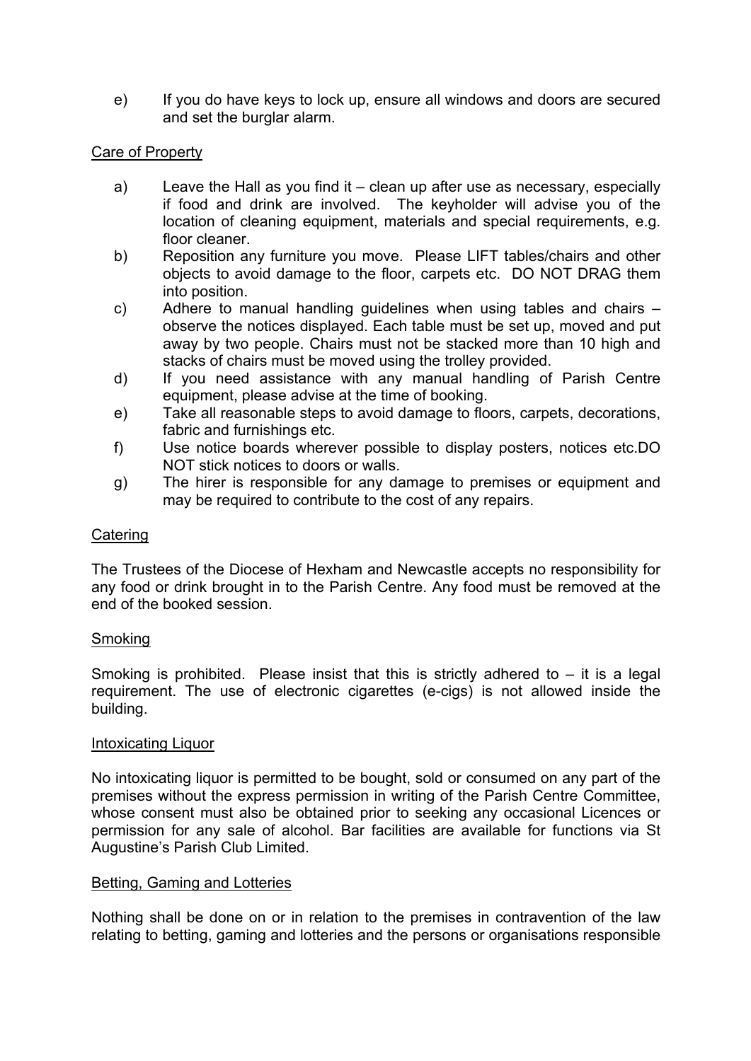e) If you do have keys to lock up, ensure all windows and doors are secured and set the burglar alarm.

<u>Care of Property</u>

a) Leave the Hall as you find it – clean up after use as necessary, especially if food and drink are involved. The keyholder will advise you of the location of cleaning equipment, materials and special requirements, e.g. floor cleaner.

b) Reposition any furniture you move. Please LIFT tables/chairs and other objects to avoid damage to the floor, carpets etc. DO NOT DRAG them into position.

c) Adhere to manual handling guidelines when using tables and chairs – observe the notices displayed. Each table must be set up, moved and put away by two people. Chairs must not be stacked more than 10 high and stacks of chairs must be moved using the trolley provided.

d) If you need assistance with any manual handling of Parish Centre equipment, please advise at the time of booking.

e) Take all reasonable steps to avoid damage to floors, carpets, decorations, fabric and furnishings etc.

f) Use notice boards wherever possible to display posters, notices etc.DO NOT stick notices to doors or walls.

g) The hirer is responsible for any damage to premises or equipment and may be required to contribute to the cost of any repairs.

<u>Catering</u>

The Trustees of the Diocese of Hexham and Newcastle accepts no responsibility for any food or drink brought in to the Parish Centre. Any food must be removed at the end of the booked session.

<u>Smoking</u>

Smoking is prohibited. Please insist that this is strictly adhered to – it is a legal requirement. The use of electronic cigarettes (e-cigs) is not allowed inside the building.

<u>Intoxicating Liquor</u>

No intoxicating liquor is permitted to be bought, sold or consumed on any part of the premises without the express permission in writing of the Parish Centre Committee, whose consent must also be obtained prior to seeking any occasional Licences or permission for any sale of alcohol. Bar facilities are available for functions via St Augustine's Parish Club Limited.

<u>Betting, Gaming and Lotteries</u>

Nothing shall be done on or in relation to the premises in contravention of the law relating to betting, gaming and lotteries and the persons or organisations responsible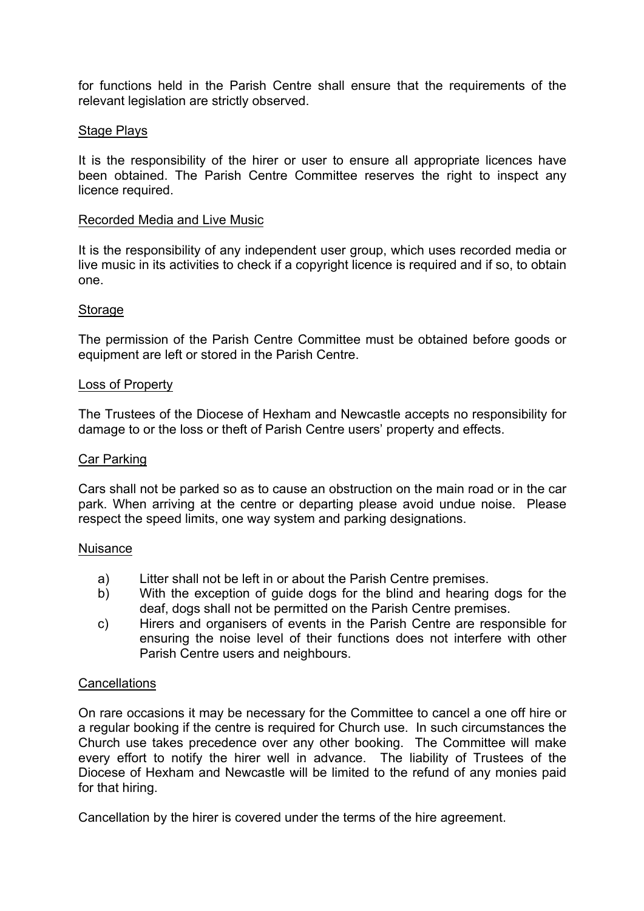for functions held in the Parish Centre shall ensure that the requirements of the relevant legislation are strictly observed.

## Stage Plays

It is the responsibility of the hirer or user to ensure all appropriate licences have been obtained. The Parish Centre Committee reserves the right to inspect any licence required.

## Recorded Media and Live Music

It is the responsibility of any independent user group, which uses recorded media or live music in its activities to check if a copyright licence is required and if so, to obtain one.

## Storage

The permission of the Parish Centre Committee must be obtained before goods or equipment are left or stored in the Parish Centre.

## Loss of Property

The Trustees of the Diocese of Hexham and Newcastle accepts no responsibility for damage to or the loss or theft of Parish Centre users' property and effects.

## Car Parking

Cars shall not be parked so as to cause an obstruction on the main road or in the car park. When arriving at the centre or departing please avoid undue noise. Please respect the speed limits, one way system and parking designations.

## Nuisance

a) Litter shall not be left in or about the Parish Centre premises.

b) With the exception of guide dogs for the blind and hearing dogs for the deaf, dogs shall not be permitted on the Parish Centre premises.

c) Hirers and organisers of events in the Parish Centre are responsible for ensuring the noise level of their functions does not interfere with other Parish Centre users and neighbours.

## Cancellations

On rare occasions it may be necessary for the Committee to cancel a one off hire or a regular booking if the centre is required for Church use. In such circumstances the Church use takes precedence over any other booking. The Committee will make every effort to notify the hirer well in advance. The liability of Trustees of the Diocese of Hexham and Newcastle will be limited to the refund of any monies paid for that hiring.

Cancellation by the hirer is covered under the terms of the hire agreement.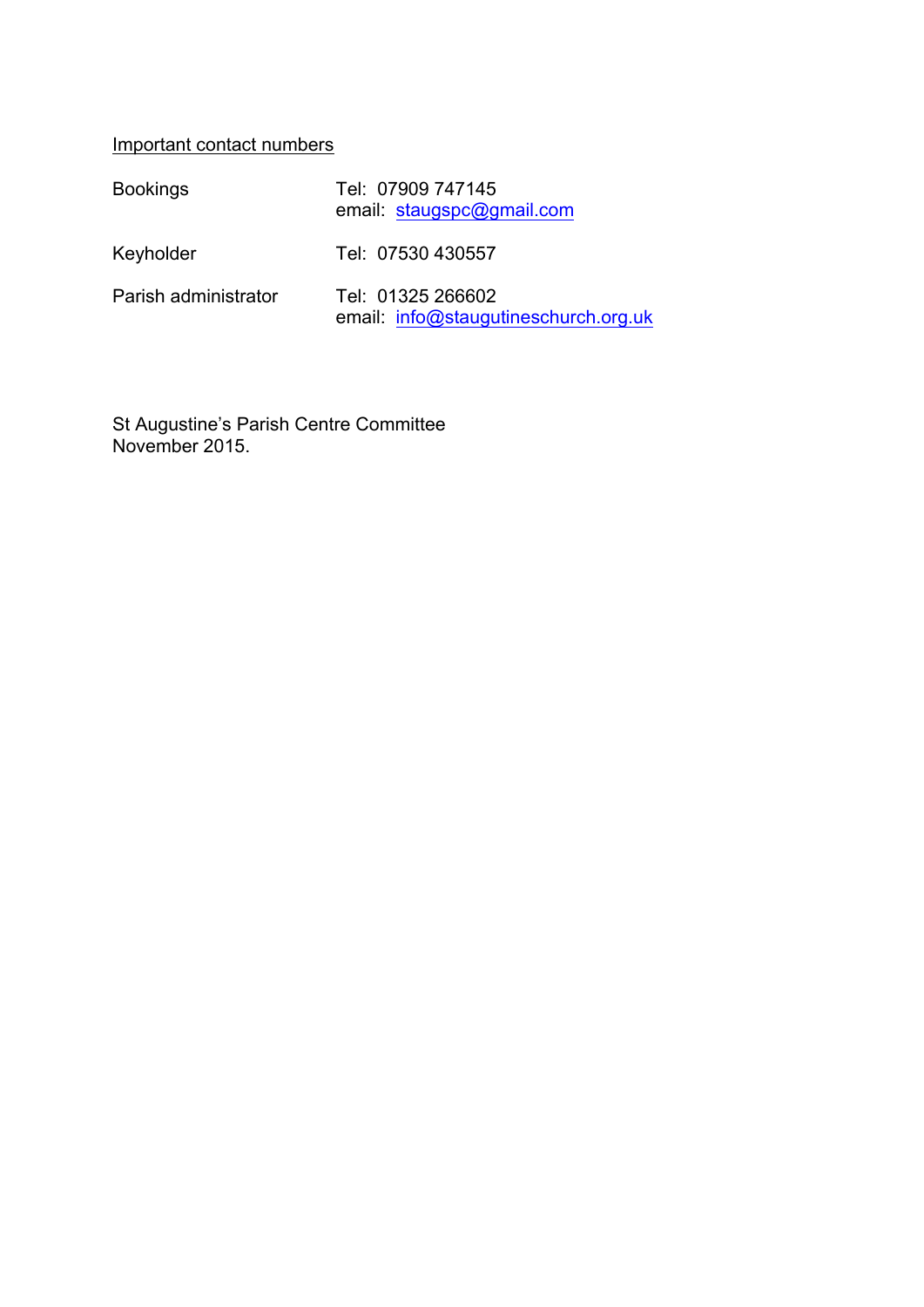Important contact numbers

| | |
|---|---|
| Bookings | Tel: 07909 747145<br>email: staugspc@gmail.com |
| Keyholder | Tel: 07530 430557 |
| Parish administrator | Tel: 01325 266602<br>email: info@staugutineschurch.org.uk |

St Augustine's Parish Centre Committee
November 2015.